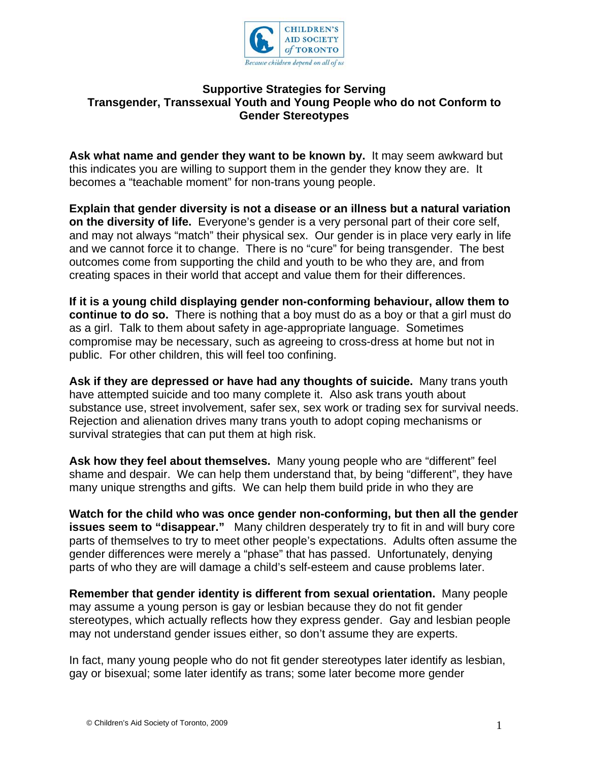CHILDREN'S AID SOCIETY *of* TORONTO

*Because children depend on all of us*

## Supportive Strategies for Serving Transgender, Transsexual Youth and Young People who do not Conform to Gender Stereotypes

**Ask what name and gender they want to be known by.** It may seem awkward but this indicates you are willing to support them in the gender they know they are. It becomes a "teachable moment" for non-trans young people.

**Explain that gender diversity is not a disease or an illness but a natural variation on the diversity of life.** Everyone's gender is a very personal part of their core self, and may not always "match" their physical sex. Our gender is in place very early in life and we cannot force it to change. There is no "cure" for being transgender. The best outcomes come from supporting the child and youth to be who they are, and from creating spaces in their world that accept and value them for their differences.

**If it is a young child displaying gender non-conforming behaviour, allow them to continue to do so.** There is nothing that a boy must do as a boy or that a girl must do as a girl. Talk to them about safety in age-appropriate language. Sometimes compromise may be necessary, such as agreeing to cross-dress at home but not in public. For other children, this will feel too confining.

**Ask if they are depressed or have had any thoughts of suicide.** Many trans youth have attempted suicide and too many complete it. Also ask trans youth about substance use, street involvement, safer sex, sex work or trading sex for survival needs. Rejection and alienation drives many trans youth to adopt coping mechanisms or survival strategies that can put them at high risk.

**Ask how they feel about themselves.** Many young people who are "different" feel shame and despair. We can help them understand that, by being "different", they have many unique strengths and gifts. We can help them build pride in who they are

**Watch for the child who was once gender non-conforming, but then all the gender issues seem to "disappear."** Many children desperately try to fit in and will bury core parts of themselves to try to meet other people's expectations. Adults often assume the gender differences were merely a "phase" that has passed. Unfortunately, denying parts of who they are will damage a child's self-esteem and cause problems later.

**Remember that gender identity is different from sexual orientation.** Many people may assume a young person is gay or lesbian because they do not fit gender stereotypes, which actually reflects how they express gender. Gay and lesbian people may not understand gender issues either, so don't assume they are experts.

In fact, many young people who do not fit gender stereotypes later identify as lesbian, gay or bisexual; some later identify as trans; some later become more gender

© Children's Aid Society of Toronto, 2009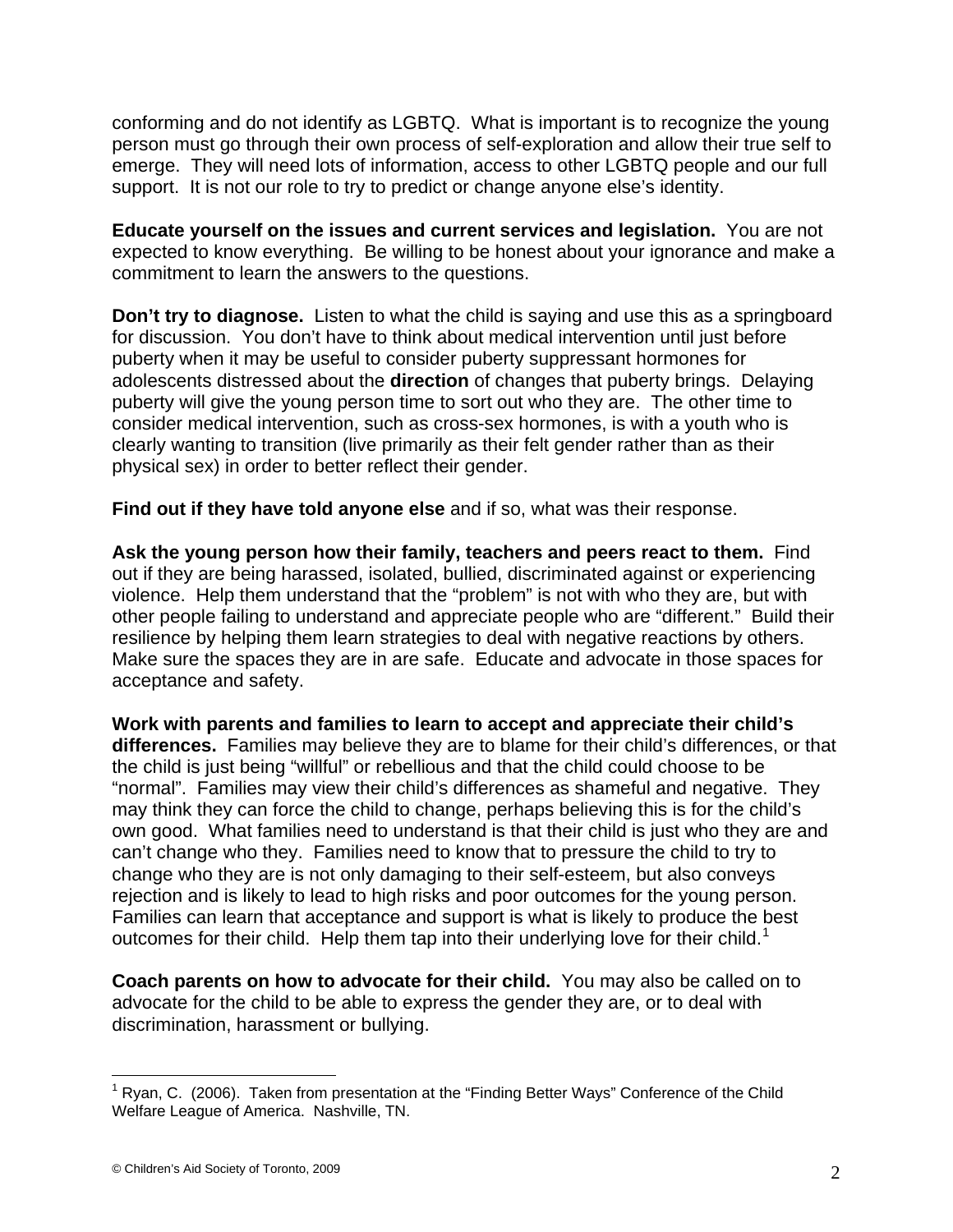conforming and do not identify as LGBTQ. What is important is to recognize the young person must go through their own process of self-exploration and allow their true self to emerge. They will need lots of information, access to other LGBTQ people and our full support. It is not our role to try to predict or change anyone else's identity.

**Educate yourself on the issues and current services and legislation.** You are not expected to know everything. Be willing to be honest about your ignorance and make a commitment to learn the answers to the questions.

**Don't try to diagnose.** Listen to what the child is saying and use this as a springboard for discussion. You don't have to think about medical intervention until just before puberty when it may be useful to consider puberty suppressant hormones for adolescents distressed about the **direction** of changes that puberty brings. Delaying puberty will give the young person time to sort out who they are. The other time to consider medical intervention, such as cross-sex hormones, is with a youth who is clearly wanting to transition (live primarily as their felt gender rather than as their physical sex) in order to better reflect their gender.

**Find out if they have told anyone else** and if so, what was their response.

**Ask the young person how their family, teachers and peers react to them.** Find out if they are being harassed, isolated, bullied, discriminated against or experiencing violence. Help them understand that the "problem" is not with who they are, but with other people failing to understand and appreciate people who are "different." Build their resilience by helping them learn strategies to deal with negative reactions by others. Make sure the spaces they are in are safe. Educate and advocate in those spaces for acceptance and safety.

**Work with parents and families to learn to accept and appreciate their child's differences.** Families may believe they are to blame for their child's differences, or that the child is just being "willful" or rebellious and that the child could choose to be "normal". Families may view their child's differences as shameful and negative. They may think they can force the child to change, perhaps believing this is for the child's own good. What families need to understand is that their child is just who they are and can't change who they. Families need to know that to pressure the child to try to change who they are is not only damaging to their self-esteem, but also conveys rejection and is likely to lead to high risks and poor outcomes for the young person. Families can learn that acceptance and support is what is likely to produce the best outcomes for their child. Help them tap into their underlying love for their child.[1]

**Coach parents on how to advocate for their child.** You may also be called on to advocate for the child to be able to express the gender they are, or to deal with discrimination, harassment or bullying.

[1] Ryan, C. (2006). Taken from presentation at the "Finding Better Ways" Conference of the Child Welfare League of America. Nashville, TN.

© Children's Aid Society of Toronto, 2009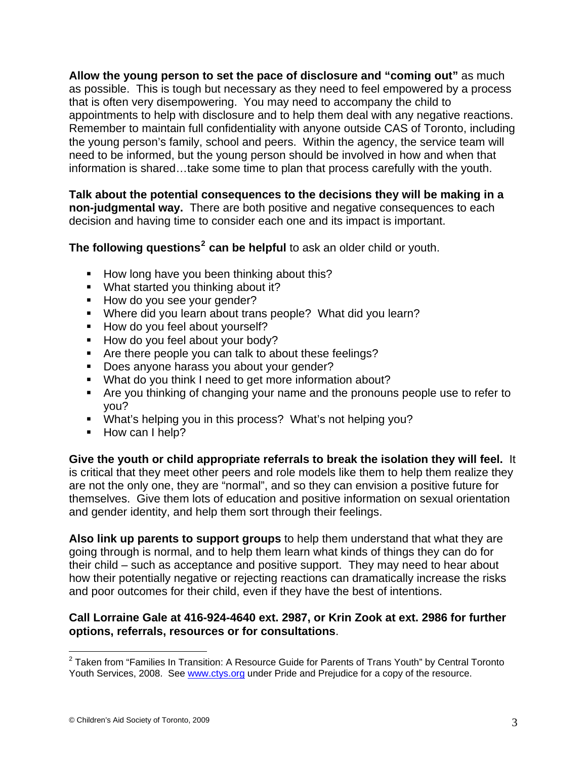**Allow the young person to set the pace of disclosure and "coming out"** as much as possible. This is tough but necessary as they need to feel empowered by a process that is often very disempowering. You may need to accompany the child to appointments to help with disclosure and to help them deal with any negative reactions. Remember to maintain full confidentiality with anyone outside CAS of Toronto, including the young person's family, school and peers. Within the agency, the service team will need to be informed, but the young person should be involved in how and when that information is shared…take some time to plan that process carefully with the youth.

**Talk about the potential consequences to the decisions they will be making in a non-judgmental way.** There are both positive and negative consequences to each decision and having time to consider each one and its impact is important.

**The following questions[2] can be helpful** to ask an older child or youth.

- How long have you been thinking about this?
- What started you thinking about it?
- How do you see your gender?
- Where did you learn about trans people? What did you learn?
- How do you feel about yourself?
- How do you feel about your body?
- Are there people you can talk to about these feelings?
- Does anyone harass you about your gender?
- What do you think I need to get more information about?
- Are you thinking of changing your name and the pronouns people use to refer to you?
- What's helping you in this process? What's not helping you?
- How can I help?

**Give the youth or child appropriate referrals to break the isolation they will feel.** It is critical that they meet other peers and role models like them to help them realize they are not the only one, they are "normal", and so they can envision a positive future for themselves. Give them lots of education and positive information on sexual orientation and gender identity, and help them sort through their feelings.

**Also link up parents to support groups** to help them understand that what they are going through is normal, and to help them learn what kinds of things they can do for their child – such as acceptance and positive support. They may need to hear about how their potentially negative or rejecting reactions can dramatically increase the risks and poor outcomes for their child, even if they have the best of intentions.

**Call Lorraine Gale at 416-924-4640 ext. 2987, or Krin Zook at ext. 2986 for further options, referrals, resources or for consultations**.

---

[2] Taken from "Families In Transition: A Resource Guide for Parents of Trans Youth" by Central Toronto Youth Services, 2008. See www.ctys.org under Pride and Prejudice for a copy of the resource.

© Children's Aid Society of Toronto, 2009